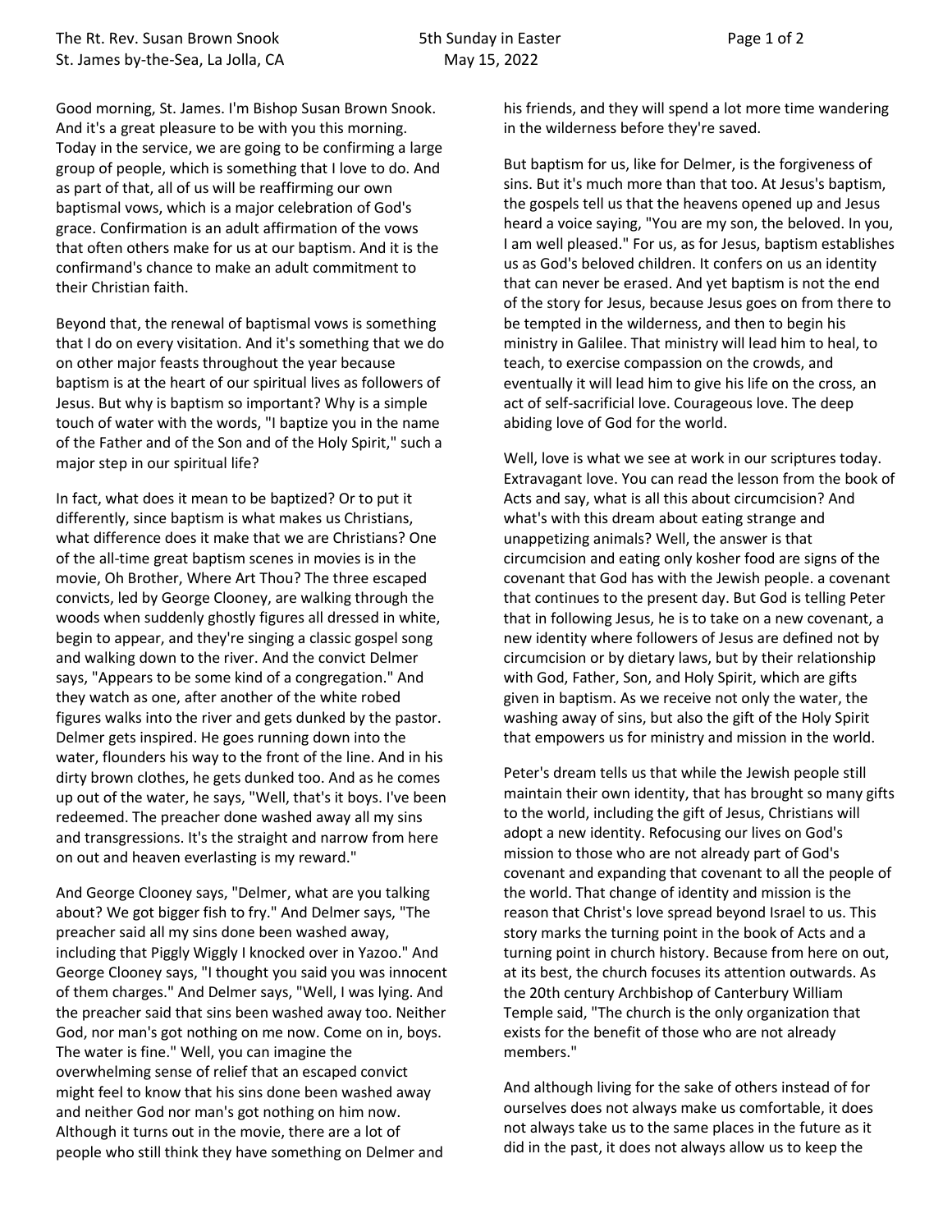Good morning, St. James. I'm Bishop Susan Brown Snook. And it's a great pleasure to be with you this morning. Today in the service, we are going to be confirming a large group of people, which is something that I love to do. And as part of that, all of us will be reaffirming our own baptismal vows, which is a major celebration of God's grace. Confirmation is an adult affirmation of the vows that often others make for us at our baptism. And it is the confirmand's chance to make an adult commitment to their Christian faith.

Beyond that, the renewal of baptismal vows is something that I do on every visitation. And it's something that we do on other major feasts throughout the year because baptism is at the heart of our spiritual lives as followers of Jesus. But why is baptism so important? Why is a simple touch of water with the words, "I baptize you in the name of the Father and of the Son and of the Holy Spirit," such a major step in our spiritual life?

In fact, what does it mean to be baptized? Or to put it differently, since baptism is what makes us Christians, what difference does it make that we are Christians? One of the all-time great baptism scenes in movies is in the movie, Oh Brother, Where Art Thou? The three escaped convicts, led by George Clooney, are walking through the woods when suddenly ghostly figures all dressed in white, begin to appear, and they're singing a classic gospel song and walking down to the river. And the convict Delmer says, "Appears to be some kind of a congregation." And they watch as one, after another of the white robed figures walks into the river and gets dunked by the pastor. Delmer gets inspired. He goes running down into the water, flounders his way to the front of the line. And in his dirty brown clothes, he gets dunked too. And as he comes up out of the water, he says, "Well, that's it boys. I've been redeemed. The preacher done washed away all my sins and transgressions. It's the straight and narrow from here on out and heaven everlasting is my reward."

And George Clooney says, "Delmer, what are you talking about? We got bigger fish to fry." And Delmer says, "The preacher said all my sins done been washed away, including that Piggly Wiggly I knocked over in Yazoo." And George Clooney says, "I thought you said you was innocent of them charges." And Delmer says, "Well, I was lying. And the preacher said that sins been washed away too. Neither God, nor man's got nothing on me now. Come on in, boys. The water is fine." Well, you can imagine the overwhelming sense of relief that an escaped convict might feel to know that his sins done been washed away and neither God nor man's got nothing on him now. Although it turns out in the movie, there are a lot of people who still think they have something on Delmer and his friends, and they will spend a lot more time wandering in the wilderness before they're saved.

But baptism for us, like for Delmer, is the forgiveness of sins. But it's much more than that too. At Jesus's baptism, the gospels tell us that the heavens opened up and Jesus heard a voice saying, "You are my son, the beloved. In you, I am well pleased." For us, as for Jesus, baptism establishes us as God's beloved children. It confers on us an identity that can never be erased. And yet baptism is not the end of the story for Jesus, because Jesus goes on from there to be tempted in the wilderness, and then to begin his ministry in Galilee. That ministry will lead him to heal, to teach, to exercise compassion on the crowds, and eventually it will lead him to give his life on the cross, an act of self-sacrificial love. Courageous love. The deep abiding love of God for the world.

Well, love is what we see at work in our scriptures today. Extravagant love. You can read the lesson from the book of Acts and say, what is all this about circumcision? And what's with this dream about eating strange and unappetizing animals? Well, the answer is that circumcision and eating only kosher food are signs of the covenant that God has with the Jewish people. a covenant that continues to the present day. But God is telling Peter that in following Jesus, he is to take on a new covenant, a new identity where followers of Jesus are defined not by circumcision or by dietary laws, but by their relationship with God, Father, Son, and Holy Spirit, which are gifts given in baptism. As we receive not only the water, the washing away of sins, but also the gift of the Holy Spirit that empowers us for ministry and mission in the world.

Peter's dream tells us that while the Jewish people still maintain their own identity, that has brought so many gifts to the world, including the gift of Jesus, Christians will adopt a new identity. Refocusing our lives on God's mission to those who are not already part of God's covenant and expanding that covenant to all the people of the world. That change of identity and mission is the reason that Christ's love spread beyond Israel to us. This story marks the turning point in the book of Acts and a turning point in church history. Because from here on out, at its best, the church focuses its attention outwards. As the 20th century Archbishop of Canterbury William Temple said, "The church is the only organization that exists for the benefit of those who are not already members."

And although living for the sake of others instead of for ourselves does not always make us comfortable, it does not always take us to the same places in the future as it did in the past, it does not always allow us to keep the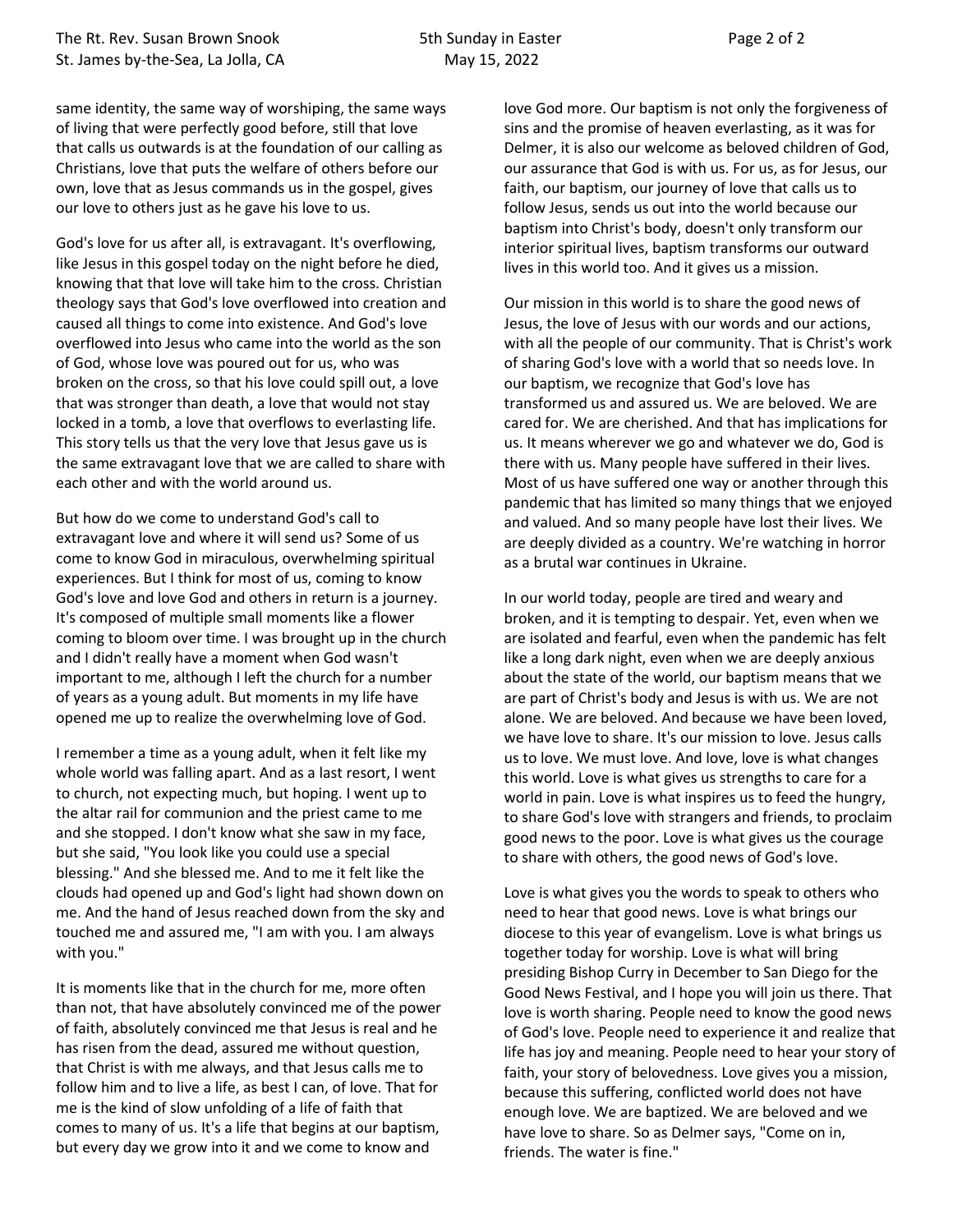same identity, the same way of worshiping, the same ways of living that were perfectly good before, still that love that calls us outwards is at the foundation of our calling as Christians, love that puts the welfare of others before our own, love that as Jesus commands us in the gospel, gives our love to others just as he gave his love to us.

God's love for us after all, is extravagant. It's overflowing, like Jesus in this gospel today on the night before he died, knowing that that love will take him to the cross. Christian theology says that God's love overflowed into creation and caused all things to come into existence. And God's love overflowed into Jesus who came into the world as the son of God, whose love was poured out for us, who was broken on the cross, so that his love could spill out, a love that was stronger than death, a love that would not stay locked in a tomb, a love that overflows to everlasting life. This story tells us that the very love that Jesus gave us is the same extravagant love that we are called to share with each other and with the world around us.

But how do we come to understand God's call to extravagant love and where it will send us? Some of us come to know God in miraculous, overwhelming spiritual experiences. But I think for most of us, coming to know God's love and love God and others in return is a journey. It's composed of multiple small moments like a flower coming to bloom over time. I was brought up in the church and I didn't really have a moment when God wasn't important to me, although I left the church for a number of years as a young adult. But moments in my life have opened me up to realize the overwhelming love of God.

I remember a time as a young adult, when it felt like my whole world was falling apart. And as a last resort, I went to church, not expecting much, but hoping. I went up to the altar rail for communion and the priest came to me and she stopped. I don't know what she saw in my face, but she said, "You look like you could use a special blessing." And she blessed me. And to me it felt like the clouds had opened up and God's light had shown down on me. And the hand of Jesus reached down from the sky and touched me and assured me, "I am with you. I am always with you."

It is moments like that in the church for me, more often than not, that have absolutely convinced me of the power of faith, absolutely convinced me that Jesus is real and he has risen from the dead, assured me without question, that Christ is with me always, and that Jesus calls me to follow him and to live a life, as best I can, of love. That for me is the kind of slow unfolding of a life of faith that comes to many of us. It's a life that begins at our baptism, but every day we grow into it and we come to know and love God more. Our baptism is not only the forgiveness of sins and the promise of heaven everlasting, as it was for Delmer, it is also our welcome as beloved children of God, our assurance that God is with us. For us, as for Jesus, our faith, our baptism, our journey of love that calls us to follow Jesus, sends us out into the world because our baptism into Christ's body, doesn't only transform our interior spiritual lives, baptism transforms our outward lives in this world too. And it gives us a mission.

Our mission in this world is to share the good news of Jesus, the love of Jesus with our words and our actions, with all the people of our community. That is Christ's work of sharing God's love with a world that so needs love. In our baptism, we recognize that God's love has transformed us and assured us. We are beloved. We are cared for. We are cherished. And that has implications for us. It means wherever we go and whatever we do, God is there with us. Many people have suffered in their lives. Most of us have suffered one way or another through this pandemic that has limited so many things that we enjoyed and valued. And so many people have lost their lives. We are deeply divided as a country. We're watching in horror as a brutal war continues in Ukraine.

In our world today, people are tired and weary and broken, and it is tempting to despair. Yet, even when we are isolated and fearful, even when the pandemic has felt like a long dark night, even when we are deeply anxious about the state of the world, our baptism means that we are part of Christ's body and Jesus is with us. We are not alone. We are beloved. And because we have been loved, we have love to share. It's our mission to love. Jesus calls us to love. We must love. And love, love is what changes this world. Love is what gives us strengths to care for a world in pain. Love is what inspires us to feed the hungry, to share God's love with strangers and friends, to proclaim good news to the poor. Love is what gives us the courage to share with others, the good news of God's love.

Love is what gives you the words to speak to others who need to hear that good news. Love is what brings our diocese to this year of evangelism. Love is what brings us together today for worship. Love is what will bring presiding Bishop Curry in December to San Diego for the Good News Festival, and I hope you will join us there. That love is worth sharing. People need to know the good news of God's love. People need to experience it and realize that life has joy and meaning. People need to hear your story of faith, your story of belovedness. Love gives you a mission, because this suffering, conflicted world does not have enough love. We are baptized. We are beloved and we have love to share. So as Delmer says, "Come on in, friends. The water is fine."